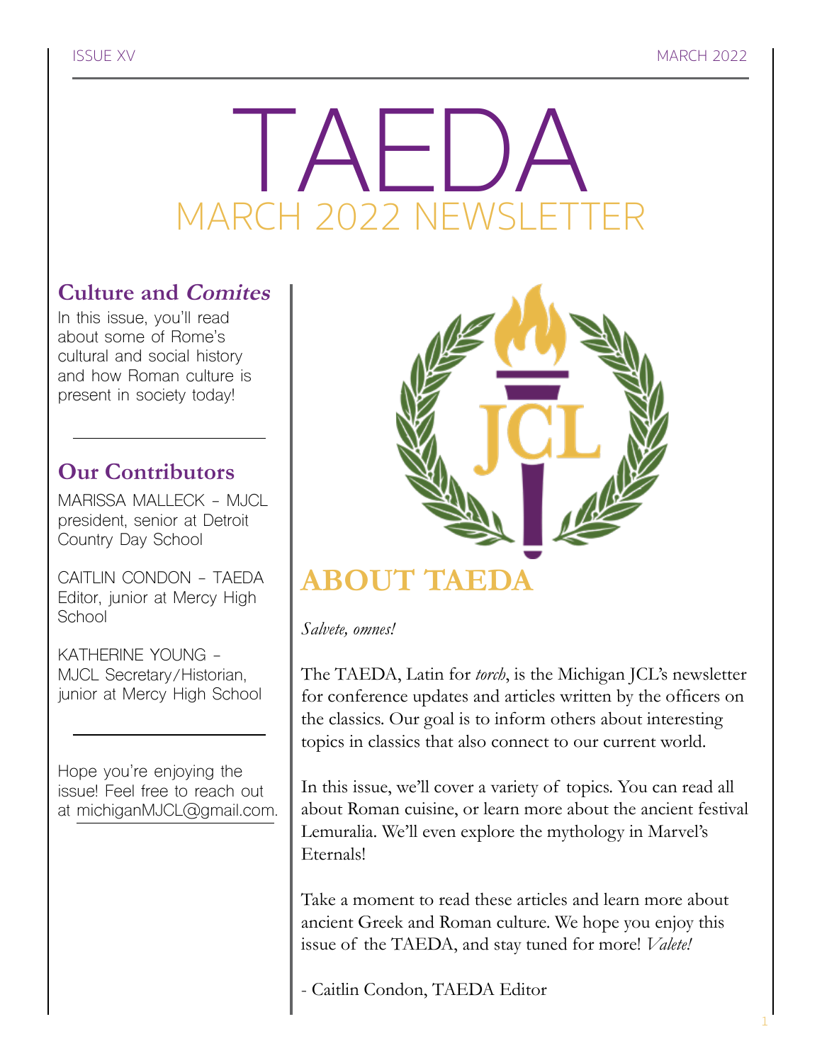# TAEDA

## MARCH 2022 NEWSLETTER

### Culture and *Comites*

In this issue, you'll read about some of Rome's cultural and social history and how Roman culture is present in society today!

---

### Our Contributors

MARISSA MALLECK – MJCL president, senior at Detroit Country Day School

CAITLIN CONDON – TAEDA Editor, junior at Mercy High School

KATHERINE YOUNG – MJCL Secretary/Historian, junior at Mercy High School

---

Hope you're enjoying the issue! Feel free to reach out at michiganMJCL@gmail.com.

## ABOUT TAEDA

*Salvete, omnes!*

The TAEDA, Latin for *torch*, is the Michigan JCL's newsletter for conference updates and articles written by the officers on the classics. Our goal is to inform others about interesting topics in classics that also connect to our current world.

In this issue, we'll cover a variety of topics. You can read all about Roman cuisine, or learn more about the ancient festival Lemuralia. We'll even explore the mythology in Marvel's Eternals!

Take a moment to read these articles and learn more about ancient Greek and Roman culture. We hope you enjoy this issue of the TAEDA, and stay tuned for more! *Valete!*

- Caitlin Condon, TAEDA Editor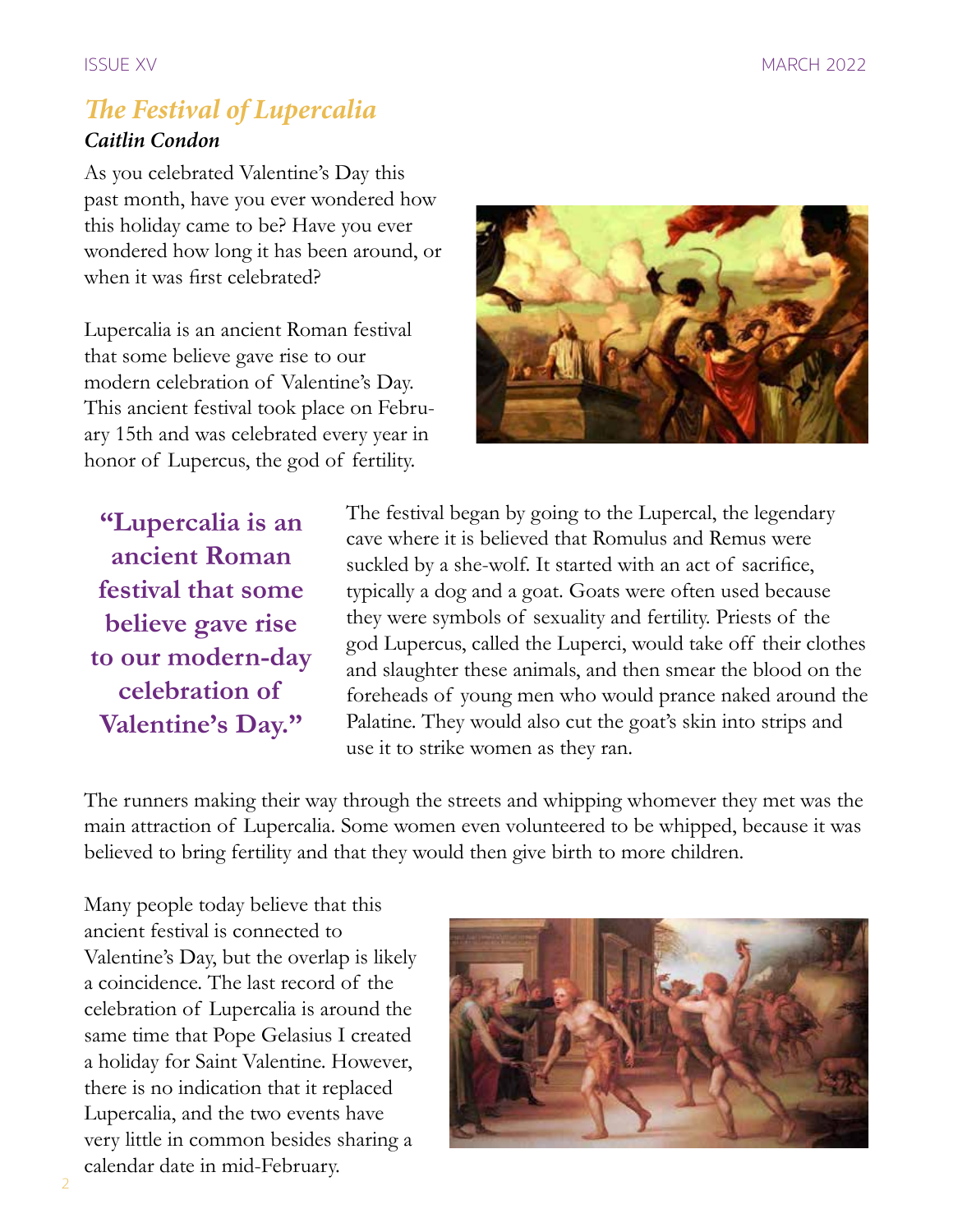## *The Festival of Lupercalia*

***Caitlin Condon***

As you celebrated Valentine's Day this past month, have you ever wondered how this holiday came to be? Have you ever wondered how long it has been around, or when it was first celebrated?

Lupercalia is an ancient Roman festival that some believe gave rise to our modern celebration of Valentine's Day. This ancient festival took place on February 15th and was celebrated every year in honor of Lupercus, the god of fertility.

> **"Lupercalia is an ancient Roman festival that some believe gave rise to our modern-day celebration of Valentine's Day."**

The festival began by going to the Lupercal, the legendary cave where it is believed that Romulus and Remus were suckled by a she-wolf. It started with an act of sacrifice, typically a dog and a goat. Goats were often used because they were symbols of sexuality and fertility. Priests of the god Lupercus, called the Luperci, would take off their clothes and slaughter these animals, and then smear the blood on the foreheads of young men who would prance naked around the Palatine. They would also cut the goat's skin into strips and use it to strike women as they ran.

The runners making their way through the streets and whipping whomever they met was the main attraction of Lupercalia. Some women even volunteered to be whipped, because it was believed to bring fertility and that they would then give birth to more children.

Many people today believe that this ancient festival is connected to Valentine's Day, but the overlap is likely a coincidence. The last record of the celebration of Lupercalia is around the same time that Pope Gelasius I created a holiday for Saint Valentine. However, there is no indication that it replaced Lupercalia, and the two events have very little in common besides sharing a calendar date in mid-February.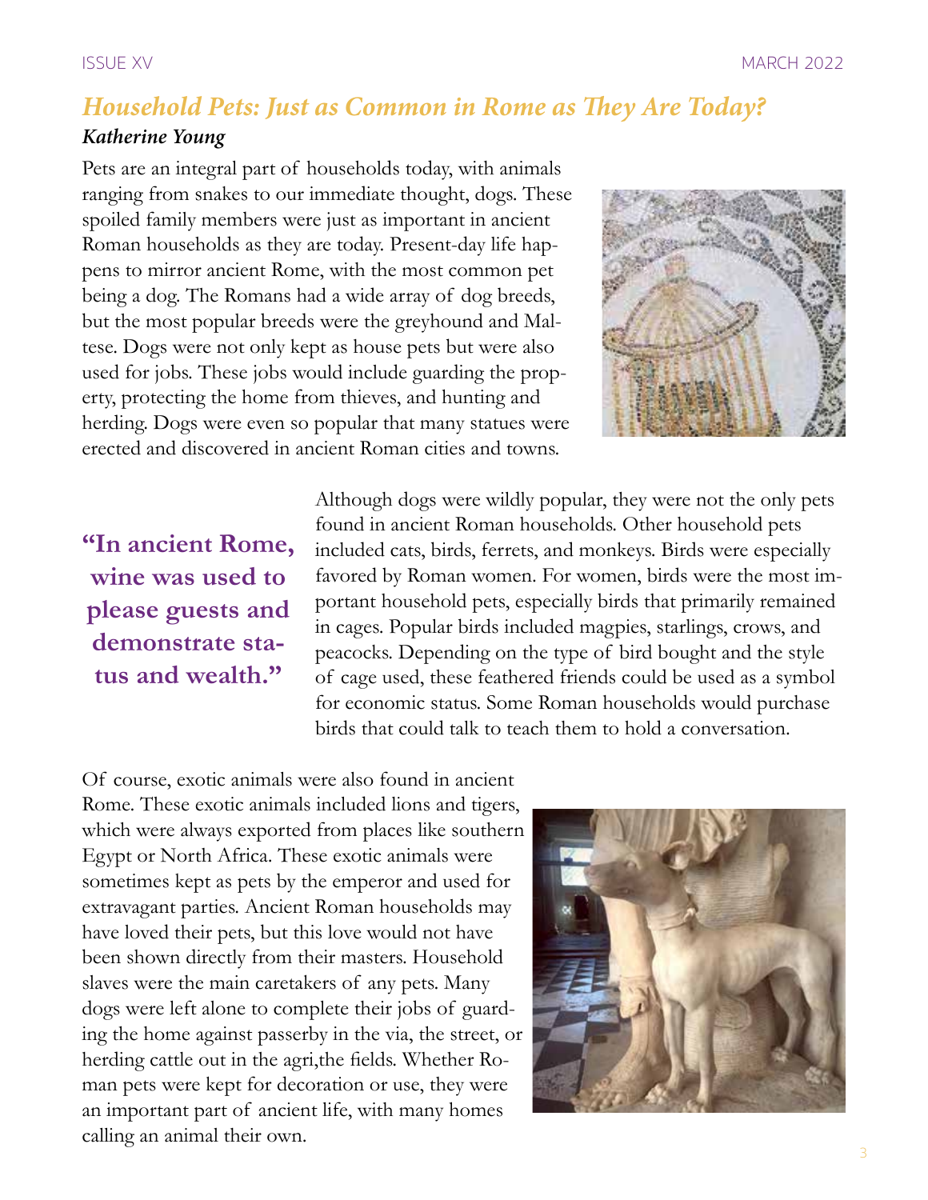## *Household Pets: Just as Common in Rome as They Are Today?*

***Katherine Young***

Pets are an integral part of households today, with animals ranging from snakes to our immediate thought, dogs. These spoiled family members were just as important in ancient Roman households as they are today. Present-day life happens to mirror ancient Rome, with the most common pet being a dog. The Romans had a wide array of dog breeds, but the most popular breeds were the greyhound and Maltese. Dogs were not only kept as house pets but were also used for jobs. These jobs would include guarding the property, protecting the home from thieves, and hunting and herding. Dogs were even so popular that many statues were erected and discovered in ancient Roman cities and towns.

**"In ancient Rome, wine was used to please guests and demonstrate status and wealth."**

Although dogs were wildly popular, they were not the only pets found in ancient Roman households. Other household pets included cats, birds, ferrets, and monkeys. Birds were especially favored by Roman women. For women, birds were the most important household pets, especially birds that primarily remained in cages. Popular birds included magpies, starlings, crows, and peacocks. Depending on the type of bird bought and the style of cage used, these feathered friends could be used as a symbol for economic status. Some Roman households would purchase birds that could talk to teach them to hold a conversation.

Of course, exotic animals were also found in ancient Rome. These exotic animals included lions and tigers, which were always exported from places like southern Egypt or North Africa. These exotic animals were sometimes kept as pets by the emperor and used for extravagant parties. Ancient Roman households may have loved their pets, but this love would not have been shown directly from their masters. Household slaves were the main caretakers of any pets. Many dogs were left alone to complete their jobs of guarding the home against passerby in the via, the street, or herding cattle out in the agri,the fields. Whether Roman pets were kept for decoration or use, they were an important part of ancient life, with many homes calling an animal their own.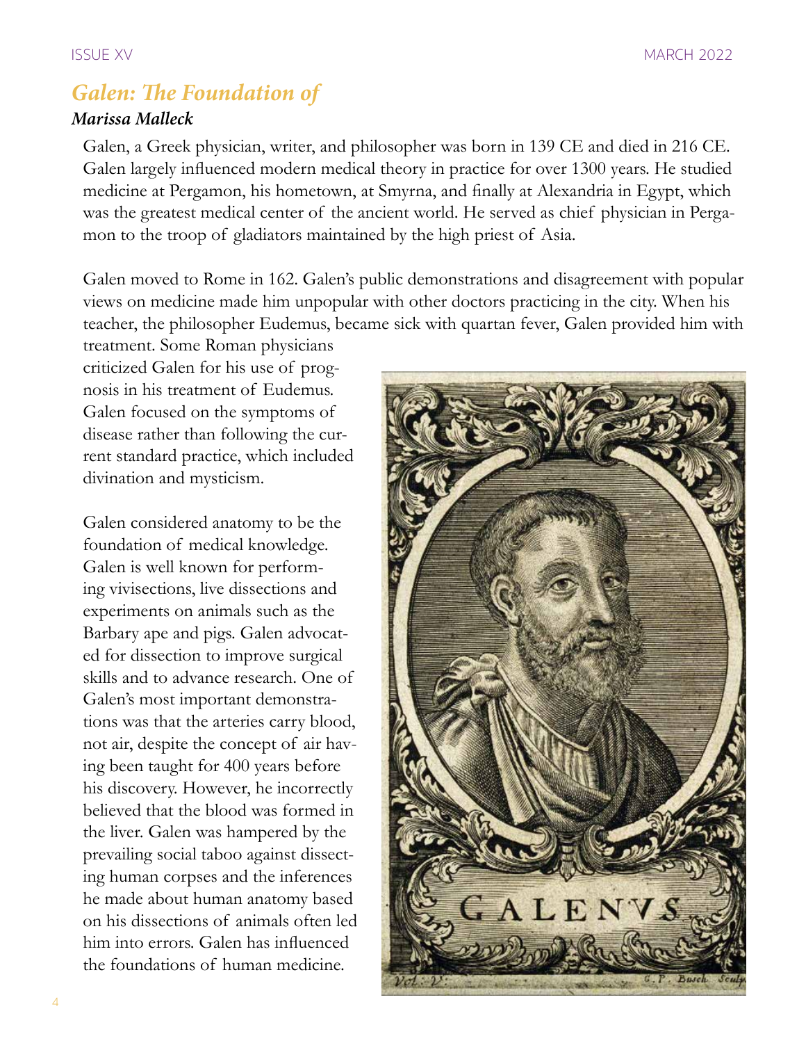## *Galen: The Foundation of*

***Marissa Malleck***

Galen, a Greek physician, writer, and philosopher was born in 139 CE and died in 216 CE. Galen largely influenced modern medical theory in practice for over 1300 years. He studied medicine at Pergamon, his hometown, at Smyrna, and finally at Alexandria in Egypt, which was the greatest medical center of the ancient world. He served as chief physician in Pergamon to the troop of gladiators maintained by the high priest of Asia.

Galen moved to Rome in 162. Galen's public demonstrations and disagreement with popular views on medicine made him unpopular with other doctors practicing in the city. When his teacher, the philosopher Eudemus, became sick with quartan fever, Galen provided him with treatment. Some Roman physicians criticized Galen for his use of prognosis in his treatment of Eudemus. Galen focused on the symptoms of disease rather than following the current standard practice, which included divination and mysticism.

Galen considered anatomy to be the foundation of medical knowledge. Galen is well known for performing vivisections, live dissections and experiments on animals such as the Barbary ape and pigs. Galen advocated for dissection to improve surgical skills and to advance research. One of Galen's most important demonstrations was that the arteries carry blood, not air, despite the concept of air having been taught for 400 years before his discovery. However, he incorrectly believed that the blood was formed in the liver. Galen was hampered by the prevailing social taboo against dissecting human corpses and the inferences he made about human anatomy based on his dissections of animals often led him into errors. Galen has influenced the foundations of human medicine.